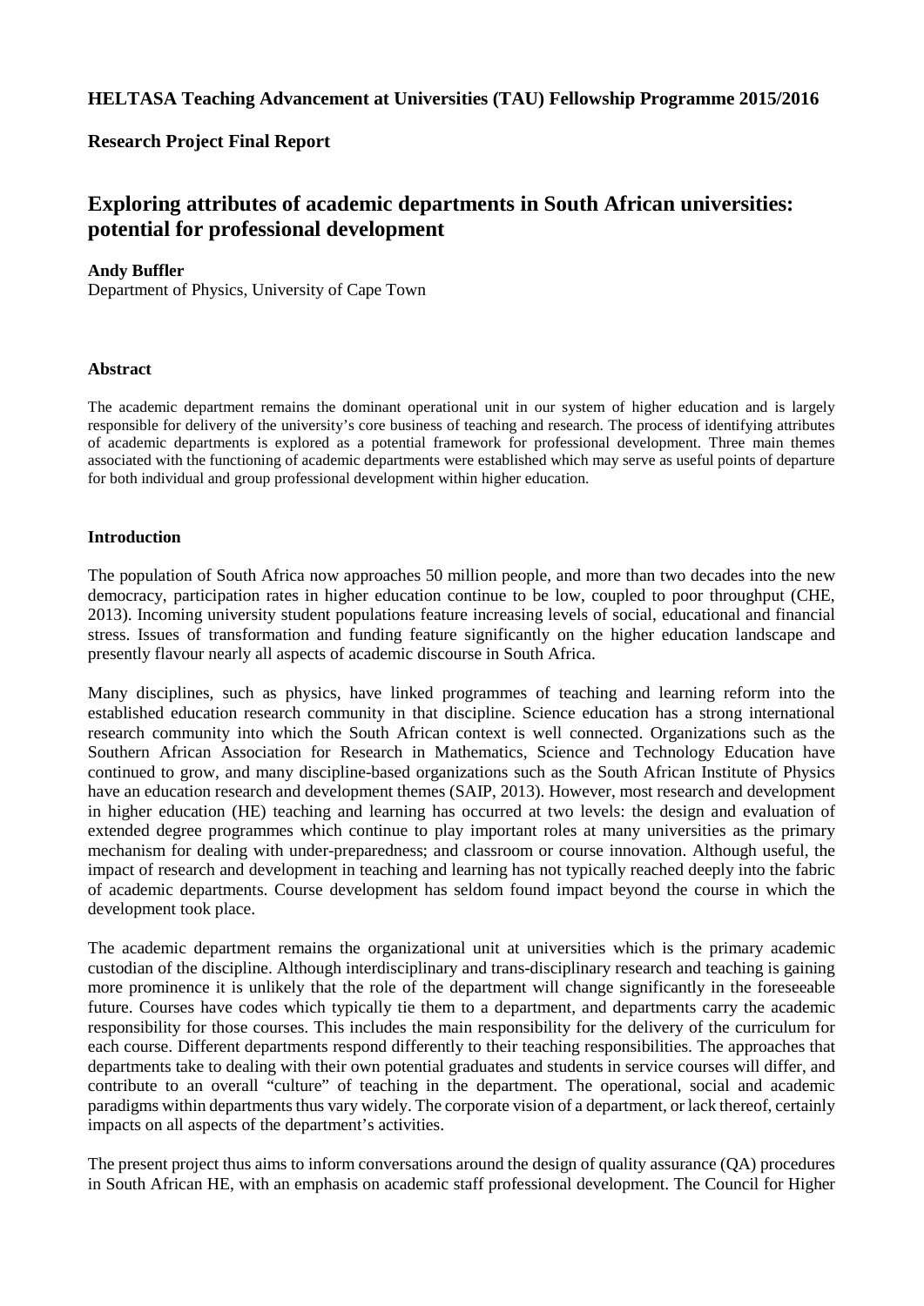**HELTASA Teaching Advancement at Universities (TAU) Fellowship Programme 2015/2016**

**Research Project Final Report**

# Exploring attributes of academic departments in South African universities: potential for professional development

**Andy Buffler**
Department of Physics, University of Cape Town

### Abstract

The academic department remains the dominant operational unit in our system of higher education and is largely responsible for delivery of the university's core business of teaching and research. The process of identifying attributes of academic departments is explored as a potential framework for professional development. Three main themes associated with the functioning of academic departments were established which may serve as useful points of departure for both individual and group professional development within higher education.

### Introduction

The population of South Africa now approaches 50 million people, and more than two decades into the new democracy, participation rates in higher education continue to be low, coupled to poor throughput (CHE, 2013). Incoming university student populations feature increasing levels of social, educational and financial stress. Issues of transformation and funding feature significantly on the higher education landscape and presently flavour nearly all aspects of academic discourse in South Africa.

Many disciplines, such as physics, have linked programmes of teaching and learning reform into the established education research community in that discipline. Science education has a strong international research community into which the South African context is well connected. Organizations such as the Southern African Association for Research in Mathematics, Science and Technology Education have continued to grow, and many discipline-based organizations such as the South African Institute of Physics have an education research and development themes (SAIP, 2013). However, most research and development in higher education (HE) teaching and learning has occurred at two levels: the design and evaluation of extended degree programmes which continue to play important roles at many universities as the primary mechanism for dealing with under-preparedness; and classroom or course innovation. Although useful, the impact of research and development in teaching and learning has not typically reached deeply into the fabric of academic departments. Course development has seldom found impact beyond the course in which the development took place.

The academic department remains the organizational unit at universities which is the primary academic custodian of the discipline. Although interdisciplinary and trans-disciplinary research and teaching is gaining more prominence it is unlikely that the role of the department will change significantly in the foreseeable future. Courses have codes which typically tie them to a department, and departments carry the academic responsibility for those courses. This includes the main responsibility for the delivery of the curriculum for each course. Different departments respond differently to their teaching responsibilities. The approaches that departments take to dealing with their own potential graduates and students in service courses will differ, and contribute to an overall "culture" of teaching in the department. The operational, social and academic paradigms within departments thus vary widely. The corporate vision of a department, or lack thereof, certainly impacts on all aspects of the department's activities.

The present project thus aims to inform conversations around the design of quality assurance (QA) procedures in South African HE, with an emphasis on academic staff professional development. The Council for Higher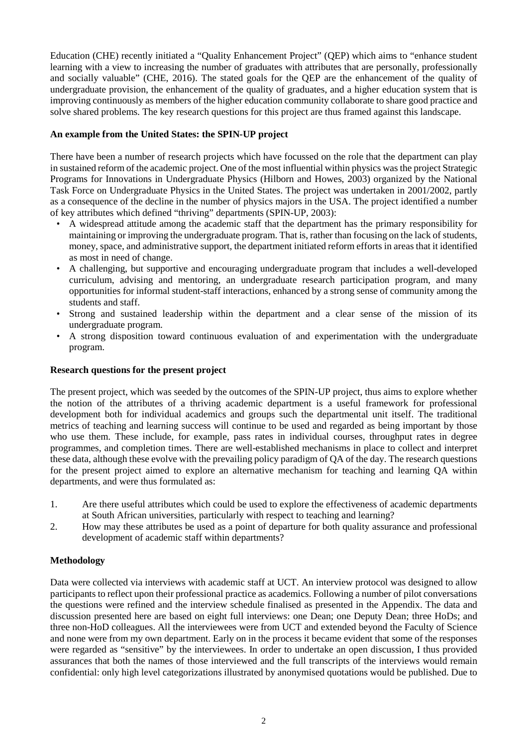Education (CHE) recently initiated a "Quality Enhancement Project" (QEP) which aims to "enhance student learning with a view to increasing the number of graduates with attributes that are personally, professionally and socially valuable" (CHE, 2016). The stated goals for the QEP are the enhancement of the quality of undergraduate provision, the enhancement of the quality of graduates, and a higher education system that is improving continuously as members of the higher education community collaborate to share good practice and solve shared problems. The key research questions for this project are thus framed against this landscape.

**An example from the United States: the SPIN-UP project**

There have been a number of research projects which have focussed on the role that the department can play in sustained reform of the academic project. One of the most influential within physics was the project Strategic Programs for Innovations in Undergraduate Physics (Hilborn and Howes, 2003) organized by the National Task Force on Undergraduate Physics in the United States. The project was undertaken in 2001/2002, partly as a consequence of the decline in the number of physics majors in the USA. The project identified a number of key attributes which defined "thriving" departments (SPIN-UP, 2003):

- A widespread attitude among the academic staff that the department has the primary responsibility for maintaining or improving the undergraduate program. That is, rather than focusing on the lack of students, money, space, and administrative support, the department initiated reform efforts in areas that it identified as most in need of change.
- A challenging, but supportive and encouraging undergraduate program that includes a well-developed curriculum, advising and mentoring, an undergraduate research participation program, and many opportunities for informal student-staff interactions, enhanced by a strong sense of community among the students and staff.
- Strong and sustained leadership within the department and a clear sense of the mission of its undergraduate program.
- A strong disposition toward continuous evaluation of and experimentation with the undergraduate program.

**Research questions for the present project**

The present project, which was seeded by the outcomes of the SPIN-UP project, thus aims to explore whether the notion of the attributes of a thriving academic department is a useful framework for professional development both for individual academics and groups such the departmental unit itself. The traditional metrics of teaching and learning success will continue to be used and regarded as being important by those who use them. These include, for example, pass rates in individual courses, throughput rates in degree programmes, and completion times. There are well-established mechanisms in place to collect and interpret these data, although these evolve with the prevailing policy paradigm of QA of the day. The research questions for the present project aimed to explore an alternative mechanism for teaching and learning QA within departments, and were thus formulated as:

1. Are there useful attributes which could be used to explore the effectiveness of academic departments at South African universities, particularly with respect to teaching and learning?
2. How may these attributes be used as a point of departure for both quality assurance and professional development of academic staff within departments?

**Methodology**

Data were collected via interviews with academic staff at UCT. An interview protocol was designed to allow participants to reflect upon their professional practice as academics. Following a number of pilot conversations the questions were refined and the interview schedule finalised as presented in the Appendix. The data and discussion presented here are based on eight full interviews: one Dean; one Deputy Dean; three HoDs; and three non-HoD colleagues. All the interviewees were from UCT and extended beyond the Faculty of Science and none were from my own department. Early on in the process it became evident that some of the responses were regarded as "sensitive" by the interviewees. In order to undertake an open discussion, I thus provided assurances that both the names of those interviewed and the full transcripts of the interviews would remain confidential: only high level categorizations illustrated by anonymised quotations would be published. Due to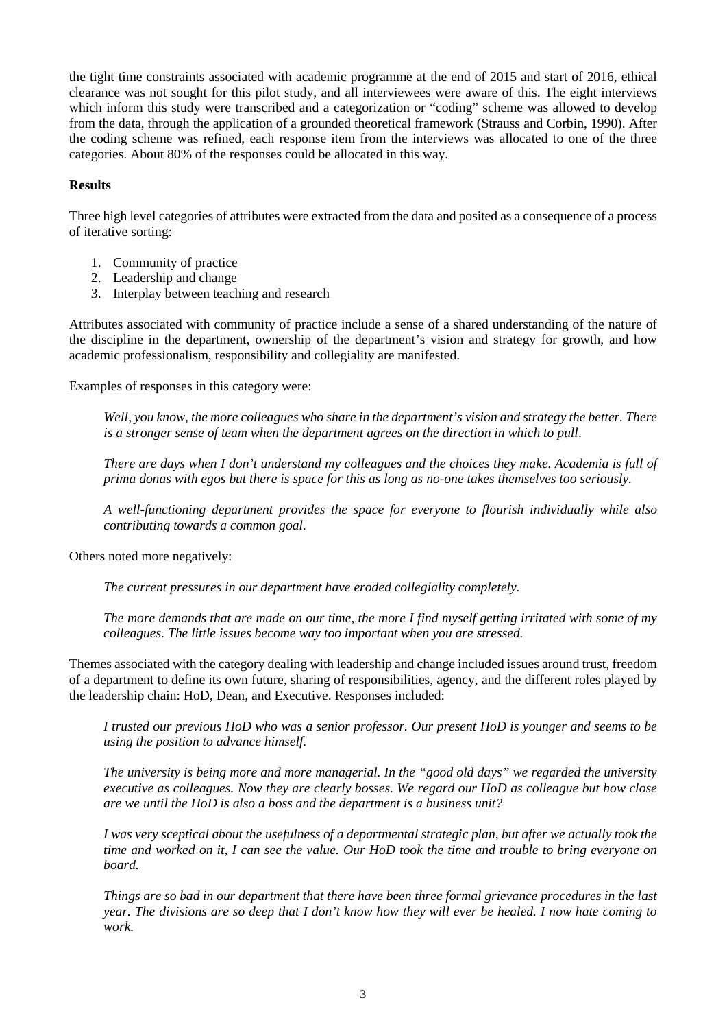the tight time constraints associated with academic programme at the end of 2015 and start of 2016, ethical clearance was not sought for this pilot study, and all interviewees were aware of this. The eight interviews which inform this study were transcribed and a categorization or "coding" scheme was allowed to develop from the data, through the application of a grounded theoretical framework (Strauss and Corbin, 1990). After the coding scheme was refined, each response item from the interviews was allocated to one of the three categories. About 80% of the responses could be allocated in this way.

**Results**

Three high level categories of attributes were extracted from the data and posited as a consequence of a process of iterative sorting:

1. Community of practice
2. Leadership and change
3. Interplay between teaching and research

Attributes associated with community of practice include a sense of a shared understanding of the nature of the discipline in the department, ownership of the department's vision and strategy for growth, and how academic professionalism, responsibility and collegiality are manifested.

Examples of responses in this category were:

> *Well, you know, the more colleagues who share in the department's vision and strategy the better. There is a stronger sense of team when the department agrees on the direction in which to pull.*
>
> *There are days when I don't understand my colleagues and the choices they make. Academia is full of prima donas with egos but there is space for this as long as no-one takes themselves too seriously.*
>
> *A well-functioning department provides the space for everyone to flourish individually while also contributing towards a common goal.*

Others noted more negatively:

> *The current pressures in our department have eroded collegiality completely.*
>
> *The more demands that are made on our time, the more I find myself getting irritated with some of my colleagues. The little issues become way too important when you are stressed.*

Themes associated with the category dealing with leadership and change included issues around trust, freedom of a department to define its own future, sharing of responsibilities, agency, and the different roles played by the leadership chain: HoD, Dean, and Executive. Responses included:

> *I trusted our previous HoD who was a senior professor. Our present HoD is younger and seems to be using the position to advance himself.*
>
> *The university is being more and more managerial. In the "good old days" we regarded the university executive as colleagues. Now they are clearly bosses. We regard our HoD as colleague but how close are we until the HoD is also a boss and the department is a business unit?*
>
> *I was very sceptical about the usefulness of a departmental strategic plan, but after we actually took the time and worked on it, I can see the value. Our HoD took the time and trouble to bring everyone on board.*
>
> *Things are so bad in our department that there have been three formal grievance procedures in the last year. The divisions are so deep that I don't know how they will ever be healed. I now hate coming to work.*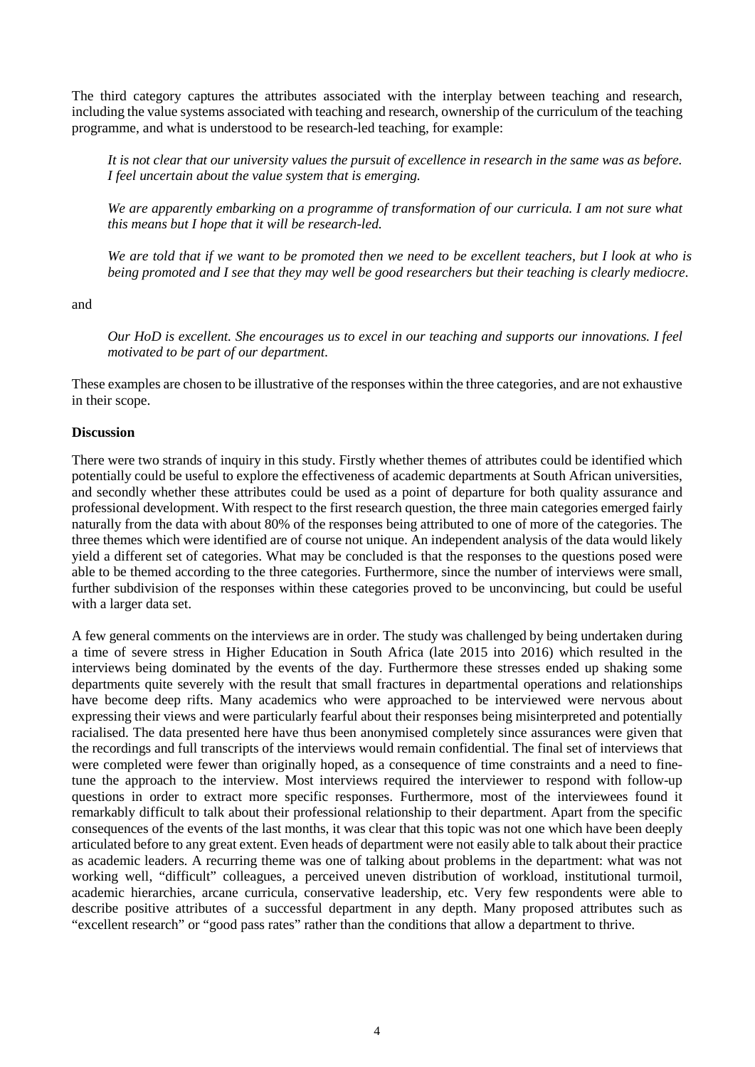The third category captures the attributes associated with the interplay between teaching and research, including the value systems associated with teaching and research, ownership of the curriculum of the teaching programme, and what is understood to be research-led teaching, for example:

> *It is not clear that our university values the pursuit of excellence in research in the same was as before. I feel uncertain about the value system that is emerging.*
>
> *We are apparently embarking on a programme of transformation of our curricula. I am not sure what this means but I hope that it will be research-led.*
>
> *We are told that if we want to be promoted then we need to be excellent teachers, but I look at who is being promoted and I see that they may well be good researchers but their teaching is clearly mediocre.*

and

> *Our HoD is excellent. She encourages us to excel in our teaching and supports our innovations. I feel motivated to be part of our department.*

These examples are chosen to be illustrative of the responses within the three categories, and are not exhaustive in their scope.

**Discussion**

There were two strands of inquiry in this study. Firstly whether themes of attributes could be identified which potentially could be useful to explore the effectiveness of academic departments at South African universities, and secondly whether these attributes could be used as a point of departure for both quality assurance and professional development. With respect to the first research question, the three main categories emerged fairly naturally from the data with about 80% of the responses being attributed to one of more of the categories. The three themes which were identified are of course not unique. An independent analysis of the data would likely yield a different set of categories. What may be concluded is that the responses to the questions posed were able to be themed according to the three categories. Furthermore, since the number of interviews were small, further subdivision of the responses within these categories proved to be unconvincing, but could be useful with a larger data set.

A few general comments on the interviews are in order. The study was challenged by being undertaken during a time of severe stress in Higher Education in South Africa (late 2015 into 2016) which resulted in the interviews being dominated by the events of the day. Furthermore these stresses ended up shaking some departments quite severely with the result that small fractures in departmental operations and relationships have become deep rifts. Many academics who were approached to be interviewed were nervous about expressing their views and were particularly fearful about their responses being misinterpreted and potentially racialised. The data presented here have thus been anonymised completely since assurances were given that the recordings and full transcripts of the interviews would remain confidential. The final set of interviews that were completed were fewer than originally hoped, as a consequence of time constraints and a need to fine-tune the approach to the interview. Most interviews required the interviewer to respond with follow-up questions in order to extract more specific responses. Furthermore, most of the interviewees found it remarkably difficult to talk about their professional relationship to their department. Apart from the specific consequences of the events of the last months, it was clear that this topic was not one which have been deeply articulated before to any great extent. Even heads of department were not easily able to talk about their practice as academic leaders. A recurring theme was one of talking about problems in the department: what was not working well, "difficult" colleagues, a perceived uneven distribution of workload, institutional turmoil, academic hierarchies, arcane curricula, conservative leadership, etc. Very few respondents were able to describe positive attributes of a successful department in any depth. Many proposed attributes such as "excellent research" or "good pass rates" rather than the conditions that allow a department to thrive.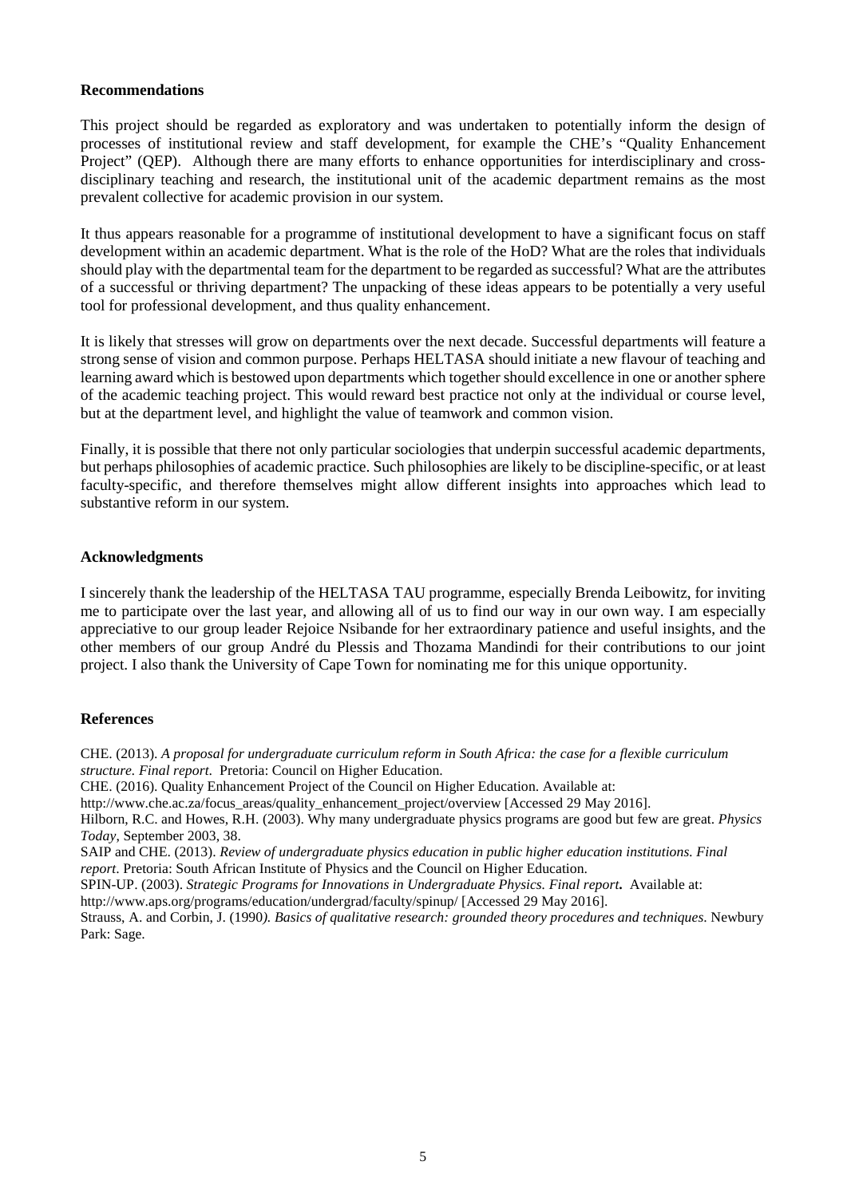## Recommendations

This project should be regarded as exploratory and was undertaken to potentially inform the design of processes of institutional review and staff development, for example the CHE's "Quality Enhancement Project" (QEP). Although there are many efforts to enhance opportunities for interdisciplinary and cross-disciplinary teaching and research, the institutional unit of the academic department remains as the most prevalent collective for academic provision in our system.

It thus appears reasonable for a programme of institutional development to have a significant focus on staff development within an academic department. What is the role of the HoD? What are the roles that individuals should play with the departmental team for the department to be regarded as successful? What are the attributes of a successful or thriving department? The unpacking of these ideas appears to be potentially a very useful tool for professional development, and thus quality enhancement.

It is likely that stresses will grow on departments over the next decade. Successful departments will feature a strong sense of vision and common purpose. Perhaps HELTASA should initiate a new flavour of teaching and learning award which is bestowed upon departments which together should excellence in one or another sphere of the academic teaching project. This would reward best practice not only at the individual or course level, but at the department level, and highlight the value of teamwork and common vision.

Finally, it is possible that there not only particular sociologies that underpin successful academic departments, but perhaps philosophies of academic practice. Such philosophies are likely to be discipline-specific, or at least faculty-specific, and therefore themselves might allow different insights into approaches which lead to substantive reform in our system.

## Acknowledgments

I sincerely thank the leadership of the HELTASA TAU programme, especially Brenda Leibowitz, for inviting me to participate over the last year, and allowing all of us to find our way in our own way. I am especially appreciative to our group leader Rejoice Nsibande for her extraordinary patience and useful insights, and the other members of our group André du Plessis and Thozama Mandindi for their contributions to our joint project. I also thank the University of Cape Town for nominating me for this unique opportunity.

## References

CHE. (2013). *A proposal for undergraduate curriculum reform in South Africa: the case for a flexible curriculum structure. Final report.* Pretoria: Council on Higher Education.

CHE. (2016). Quality Enhancement Project of the Council on Higher Education. Available at: http://www.che.ac.za/focus_areas/quality_enhancement_project/overview [Accessed 29 May 2016].

Hilborn, R.C. and Howes, R.H. (2003). Why many undergraduate physics programs are good but few are great. *Physics Today*, September 2003, 38.

SAIP and CHE. (2013). *Review of undergraduate physics education in public higher education institutions. Final report*. Pretoria: South African Institute of Physics and the Council on Higher Education.

SPIN-UP. (2003). *Strategic Programs for Innovations in Undergraduate Physics. Final report.* Available at: http://www.aps.org/programs/education/undergrad/faculty/spinup/ [Accessed 29 May 2016].

Strauss, A. and Corbin, J. (1990). *Basics of qualitative research: grounded theory procedures and techniques.* Newbury Park: Sage.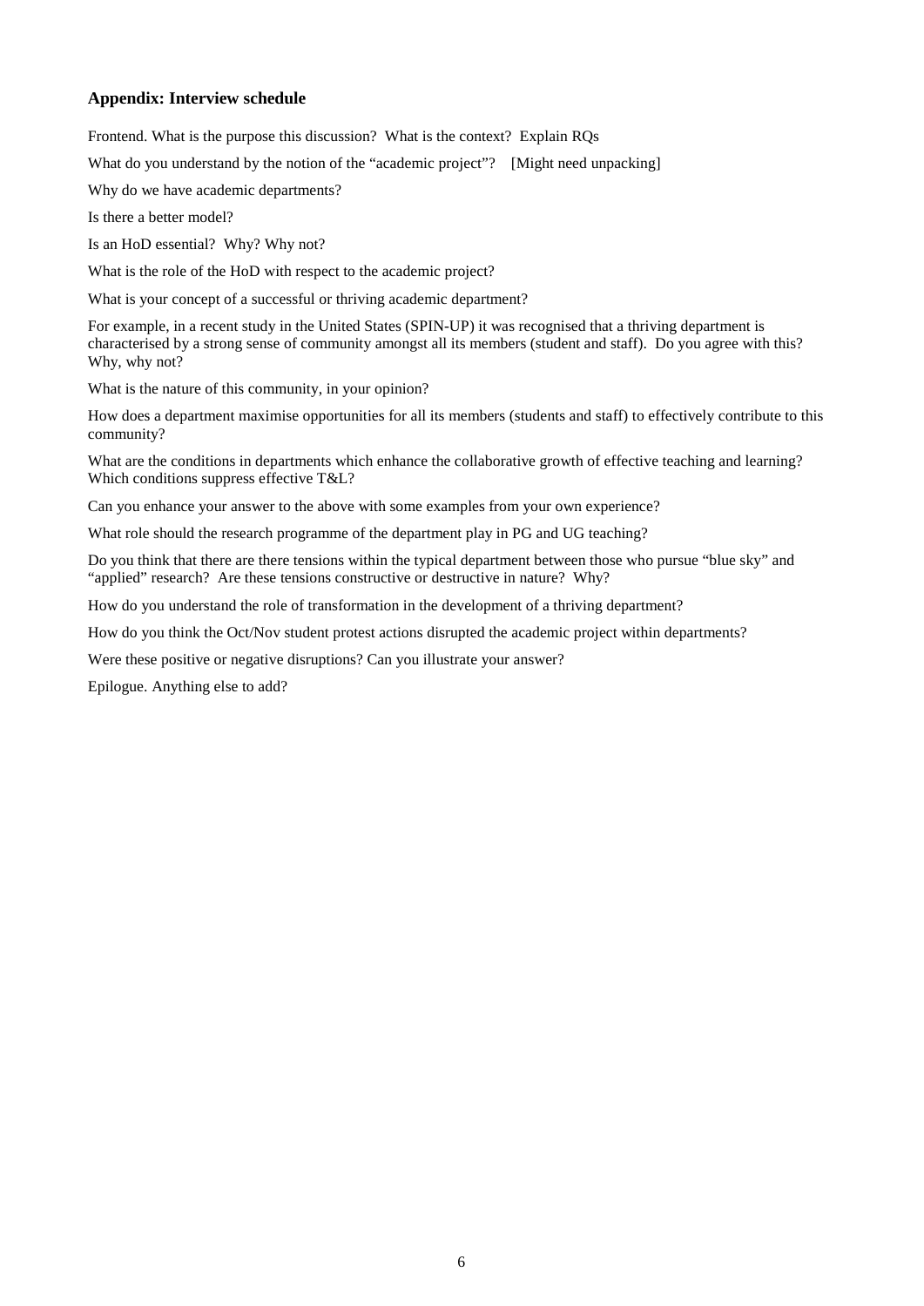### Appendix: Interview schedule

Frontend. What is the purpose this discussion? What is the context? Explain RQs

What do you understand by the notion of the "academic project"? [Might need unpacking]

Why do we have academic departments?

Is there a better model?

Is an HoD essential? Why? Why not?

What is the role of the HoD with respect to the academic project?

What is your concept of a successful or thriving academic department?

For example, in a recent study in the United States (SPIN-UP) it was recognised that a thriving department is characterised by a strong sense of community amongst all its members (student and staff). Do you agree with this? Why, why not?

What is the nature of this community, in your opinion?

How does a department maximise opportunities for all its members (students and staff) to effectively contribute to this community?

What are the conditions in departments which enhance the collaborative growth of effective teaching and learning? Which conditions suppress effective T&L?

Can you enhance your answer to the above with some examples from your own experience?

What role should the research programme of the department play in PG and UG teaching?

Do you think that there are there tensions within the typical department between those who pursue "blue sky" and "applied" research? Are these tensions constructive or destructive in nature? Why?

How do you understand the role of transformation in the development of a thriving department?

How do you think the Oct/Nov student protest actions disrupted the academic project within departments?

Were these positive or negative disruptions? Can you illustrate your answer?

Epilogue. Anything else to add?